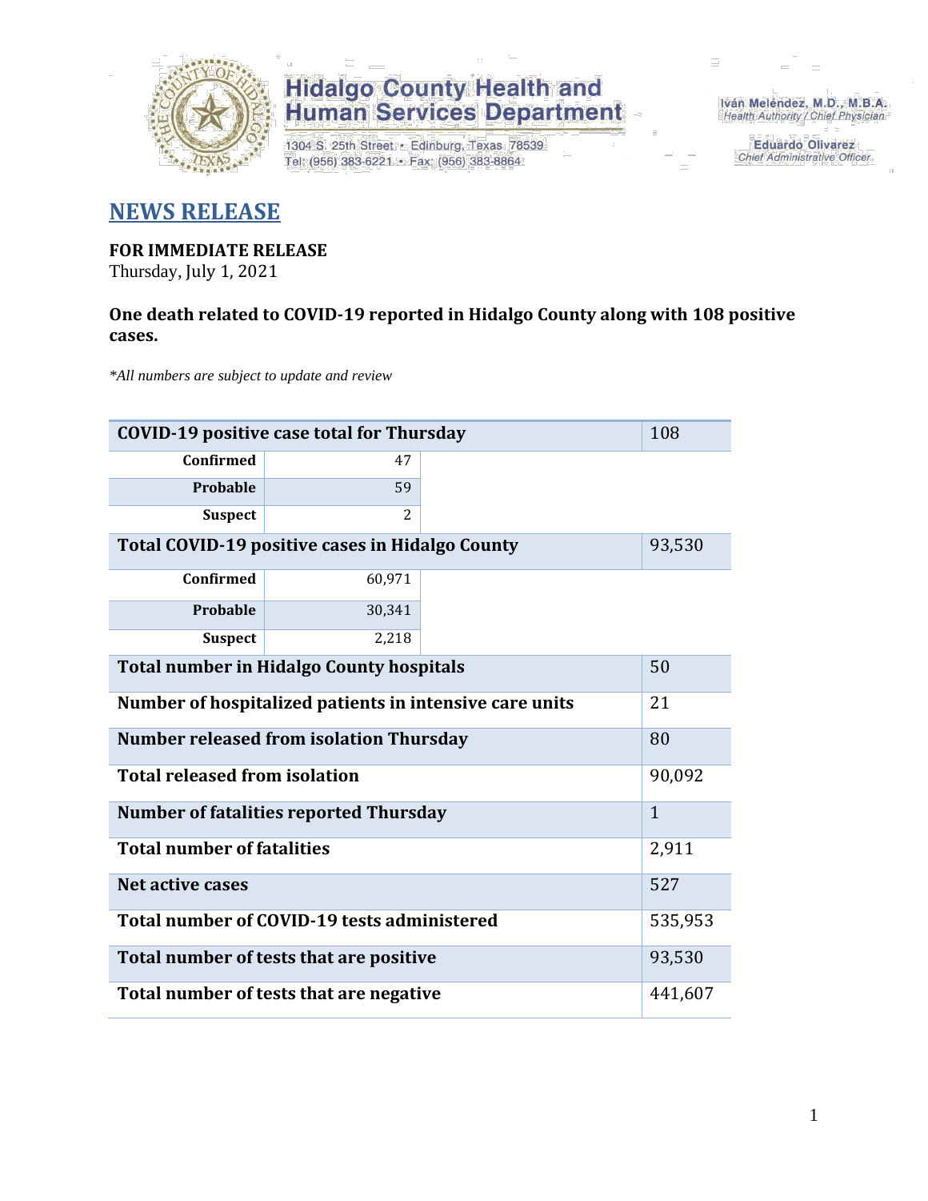Hidalgo County Health and Human Services Department

1304 S. 25th Street • Edinburg, Texas 78539
Tel: (956) 383-6221 • Fax: (956) 383-8864

Iván Meléndez, M.D., M.B.A.
Health Authority / Chief Physician

Eduardo Olivarez
Chief Administrative Officer

## NEWS RELEASE

**FOR IMMEDIATE RELEASE**
Thursday, July 1, 2021

**One death related to COVID-19 reported in Hidalgo County along with 108 positive cases.**

*\*All numbers are subject to update and review*

| **COVID-19 positive case total for Thursday** | | 108 |
|---|---|---|
| **Confirmed** | 47 | |
| **Probable** | 59 | |
| **Suspect** | 2 | |
| **Total COVID-19 positive cases in Hidalgo County** | | 93,530 |
| **Confirmed** | 60,971 | |
| **Probable** | 30,341 | |
| **Suspect** | 2,218 | |
| **Total number in Hidalgo County hospitals** | | 50 |
| **Number of hospitalized patients in intensive care units** | | 21 |
| **Number released from isolation Thursday** | | 80 |
| **Total released from isolation** | | 90,092 |
| **Number of fatalities reported Thursday** | | 1 |
| **Total number of fatalities** | | 2,911 |
| **Net active cases** | | 527 |
| **Total number of COVID-19 tests administered** | | 535,953 |
| **Total number of tests that are positive** | | 93,530 |
| **Total number of tests that are negative** | | 441,607 |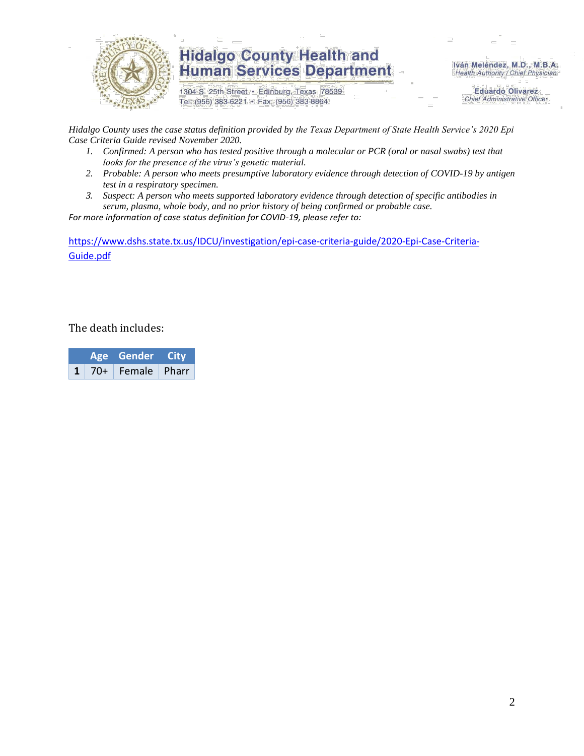*Hidalgo County uses the case status definition provided by the Texas Department of State Health Service's 2020 Epi Case Criteria Guide revised November 2020.*

1. *Confirmed: A person who has tested positive through a molecular or PCR (oral or nasal swabs) test that looks for the presence of the virus's genetic material.*
2. *Probable: A person who meets presumptive laboratory evidence through detection of COVID-19 by antigen test in a respiratory specimen.*
3. *Suspect: A person who meets supported laboratory evidence through detection of specific antibodies in serum, plasma, whole body, and no prior history of being confirmed or probable case.*

*For more information of case status definition for COVID-19, please refer to:*

https://www.dshs.state.tx.us/IDCU/investigation/epi-case-criteria-guide/2020-Epi-Case-Criteria-Guide.pdf

The death includes:

| | Age | Gender | City |
|---|---|---|---|
| **1** | 70+ | Female | Pharr |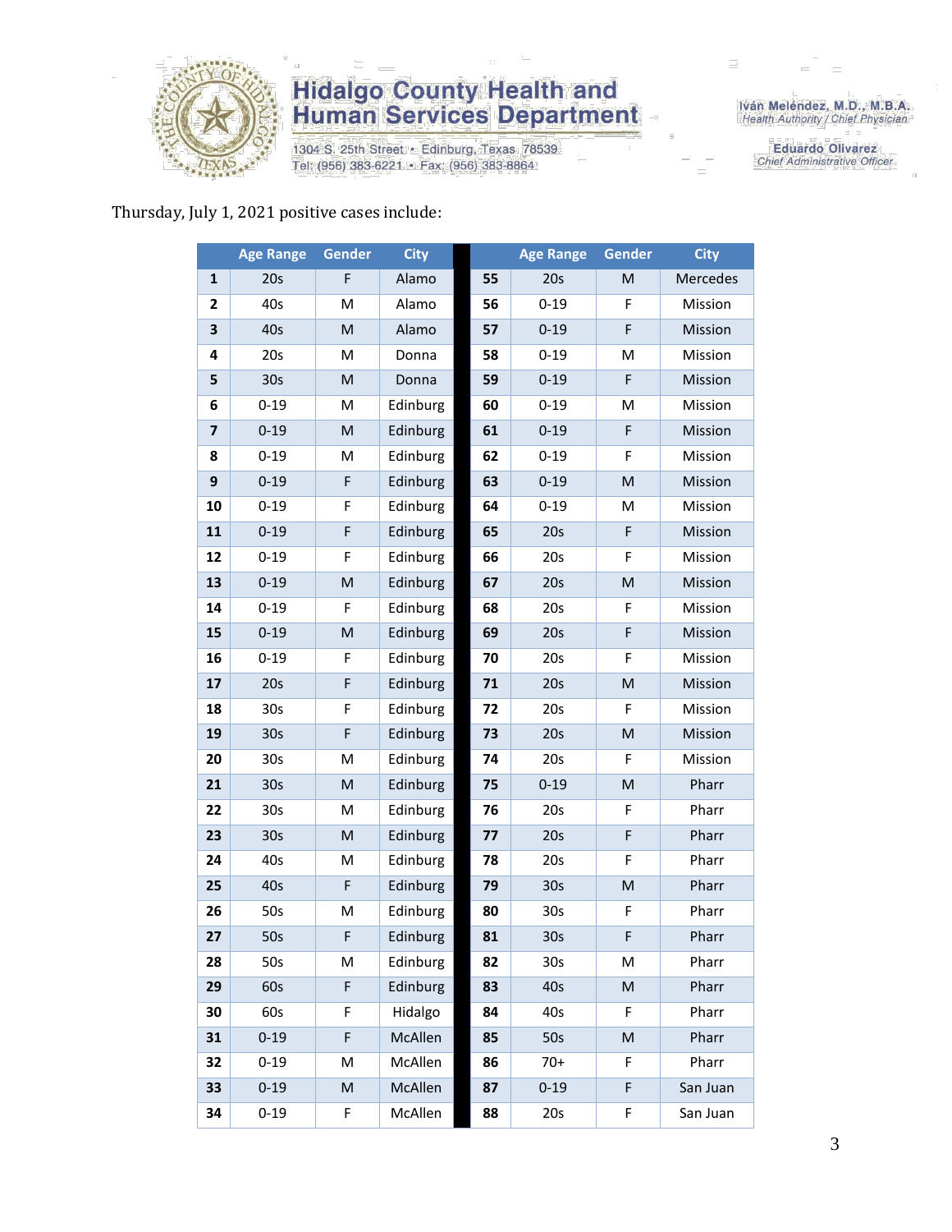Thursday, July 1, 2021 positive cases include:

| | Age Range | Gender | City | | Age Range | Gender | City |
|---|---|---|---|---|---|---|---|
| 1 | 20s | F | Alamo | 55 | 20s | M | Mercedes |
| 2 | 40s | M | Alamo | 56 | 0-19 | F | Mission |
| 3 | 40s | M | Alamo | 57 | 0-19 | F | Mission |
| 4 | 20s | M | Donna | 58 | 0-19 | M | Mission |
| 5 | 30s | M | Donna | 59 | 0-19 | F | Mission |
| 6 | 0-19 | M | Edinburg | 60 | 0-19 | M | Mission |
| 7 | 0-19 | M | Edinburg | 61 | 0-19 | F | Mission |
| 8 | 0-19 | M | Edinburg | 62 | 0-19 | F | Mission |
| 9 | 0-19 | F | Edinburg | 63 | 0-19 | M | Mission |
| 10 | 0-19 | F | Edinburg | 64 | 0-19 | M | Mission |
| 11 | 0-19 | F | Edinburg | 65 | 20s | F | Mission |
| 12 | 0-19 | F | Edinburg | 66 | 20s | F | Mission |
| 13 | 0-19 | M | Edinburg | 67 | 20s | M | Mission |
| 14 | 0-19 | F | Edinburg | 68 | 20s | F | Mission |
| 15 | 0-19 | M | Edinburg | 69 | 20s | F | Mission |
| 16 | 0-19 | F | Edinburg | 70 | 20s | F | Mission |
| 17 | 20s | F | Edinburg | 71 | 20s | M | Mission |
| 18 | 30s | F | Edinburg | 72 | 20s | F | Mission |
| 19 | 30s | F | Edinburg | 73 | 20s | M | Mission |
| 20 | 30s | M | Edinburg | 74 | 20s | F | Mission |
| 21 | 30s | M | Edinburg | 75 | 0-19 | M | Pharr |
| 22 | 30s | M | Edinburg | 76 | 20s | F | Pharr |
| 23 | 30s | M | Edinburg | 77 | 20s | F | Pharr |
| 24 | 40s | M | Edinburg | 78 | 20s | F | Pharr |
| 25 | 40s | F | Edinburg | 79 | 30s | M | Pharr |
| 26 | 50s | M | Edinburg | 80 | 30s | F | Pharr |
| 27 | 50s | F | Edinburg | 81 | 30s | F | Pharr |
| 28 | 50s | M | Edinburg | 82 | 30s | M | Pharr |
| 29 | 60s | F | Edinburg | 83 | 40s | M | Pharr |
| 30 | 60s | F | Hidalgo | 84 | 40s | F | Pharr |
| 31 | 0-19 | F | McAllen | 85 | 50s | M | Pharr |
| 32 | 0-19 | M | McAllen | 86 | 70+ | F | Pharr |
| 33 | 0-19 | M | McAllen | 87 | 0-19 | F | San Juan |
| 34 | 0-19 | F | McAllen | 88 | 20s | F | San Juan |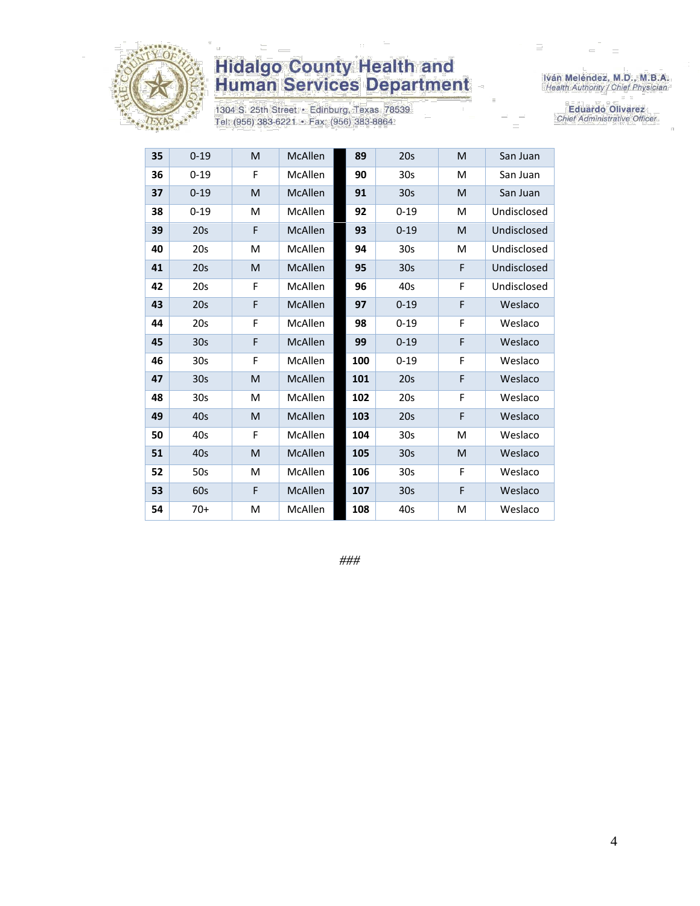Hidalgo County Health and Human Services Department

1304 S. 25th Street • Edinburg, Texas 78539
Tel: (956) 383-6221 • Fax: (956) 383-8864

Iván Meléndez, M.D., M.B.A.
*Health Authority / Chief Physician*

Eduardo Olivarez
*Chief Administrative Officer*

| | | | | | | | | |
|---|---|---|---|---|---|---|---|---|
| **35** | 0-19 | M | McAllen | | **89** | 20s | M | San Juan |
| **36** | 0-19 | F | McAllen | | **90** | 30s | M | San Juan |
| **37** | 0-19 | M | McAllen | | **91** | 30s | M | San Juan |
| **38** | 0-19 | M | McAllen | | **92** | 0-19 | M | Undisclosed |
| **39** | 20s | F | McAllen | | **93** | 0-19 | M | Undisclosed |
| **40** | 20s | M | McAllen | | **94** | 30s | M | Undisclosed |
| **41** | 20s | M | McAllen | | **95** | 30s | F | Undisclosed |
| **42** | 20s | F | McAllen | | **96** | 40s | F | Undisclosed |
| **43** | 20s | F | McAllen | | **97** | 0-19 | F | Weslaco |
| **44** | 20s | F | McAllen | | **98** | 0-19 | F | Weslaco |
| **45** | 30s | F | McAllen | | **99** | 0-19 | F | Weslaco |
| **46** | 30s | F | McAllen | | **100** | 0-19 | F | Weslaco |
| **47** | 30s | M | McAllen | | **101** | 20s | F | Weslaco |
| **48** | 30s | M | McAllen | | **102** | 20s | F | Weslaco |
| **49** | 40s | M | McAllen | | **103** | 20s | F | Weslaco |
| **50** | 40s | F | McAllen | | **104** | 30s | M | Weslaco |
| **51** | 40s | M | McAllen | | **105** | 30s | M | Weslaco |
| **52** | 50s | M | McAllen | | **106** | 30s | F | Weslaco |
| **53** | 60s | F | McAllen | | **107** | 30s | F | Weslaco |
| **54** | 70+ | M | McAllen | | **108** | 40s | M | Weslaco |

###